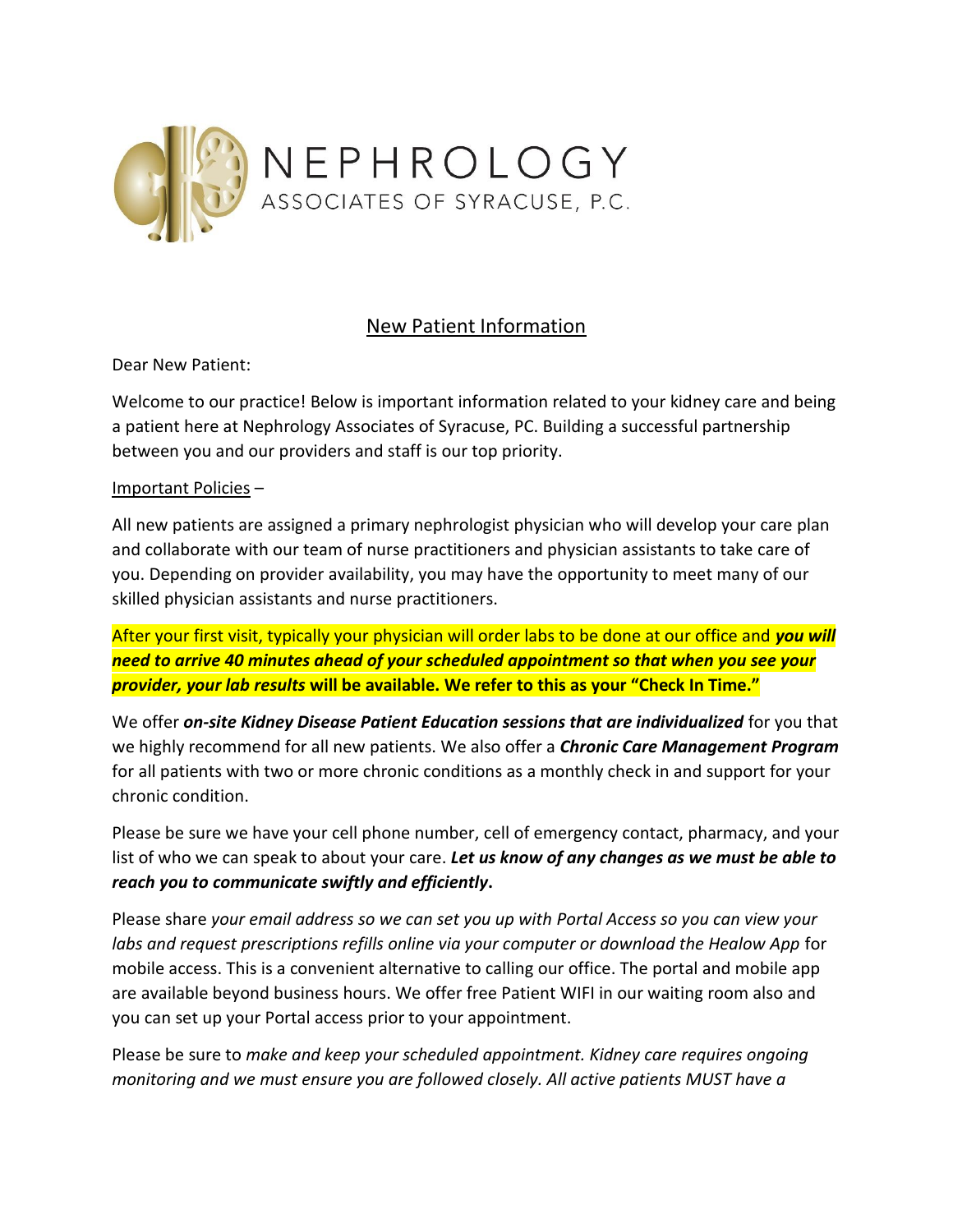NEPHROLOGY
ASSOCIATES OF SYRACUSE, P.C.

## New Patient Information

Dear New Patient:

Welcome to our practice! Below is important information related to your kidney care and being a patient here at Nephrology Associates of Syracuse, PC. Building a successful partnership between you and our providers and staff is our top priority.

Important Policies –

All new patients are assigned a primary nephrologist physician who will develop your care plan and collaborate with our team of nurse practitioners and physician assistants to take care of you. Depending on provider availability, you may have the opportunity to meet many of our skilled physician assistants and nurse practitioners.

After your first visit, typically your physician will order labs to be done at our office and ***you will need to arrive 40 minutes ahead of your scheduled appointment so that when you see your provider, your lab results*** **will be available. We refer to this as your "Check In Time."**

We offer ***on-site Kidney Disease Patient Education sessions that are individualized*** for you that we highly recommend for all new patients. We also offer a ***Chronic Care Management Program*** for all patients with two or more chronic conditions as a monthly check in and support for your chronic condition.

Please be sure we have your cell phone number, cell of emergency contact, pharmacy, and your list of who we can speak to about your care. ***Let us know of any changes as we must be able to reach you to communicate swiftly and efficiently.***

Please share *your email address so we can set you up with Portal Access so you can view your labs and request prescriptions refills online via your computer or download the Healow App* for mobile access. This is a convenient alternative to calling our office. The portal and mobile app are available beyond business hours. We offer free Patient WIFI in our waiting room also and you can set up your Portal access prior to your appointment.

Please be sure to *make and keep your scheduled appointment. Kidney care requires ongoing monitoring and we must ensure you are followed closely. All active patients MUST have a*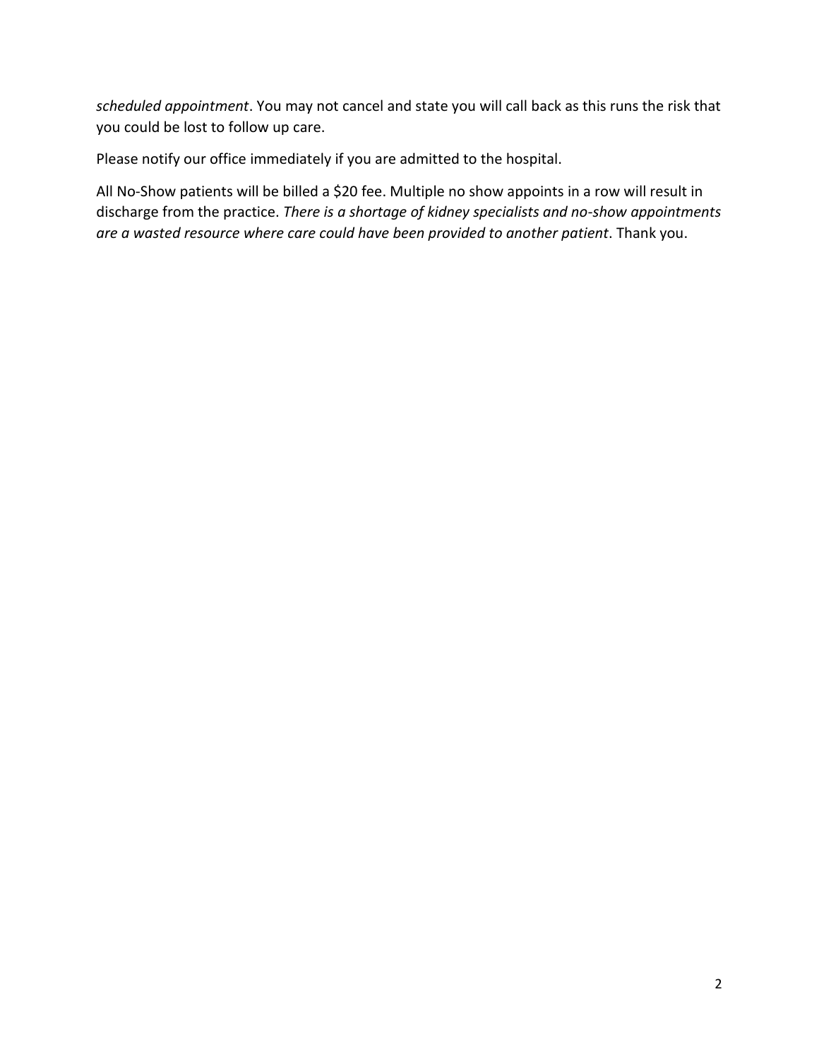*scheduled appointment*. You may not cancel and state you will call back as this runs the risk that you could be lost to follow up care.

Please notify our office immediately if you are admitted to the hospital.

All No-Show patients will be billed a $20 fee. Multiple no show appoints in a row will result in discharge from the practice. *There is a shortage of kidney specialists and no-show appointments are a wasted resource where care could have been provided to another patient*. Thank you.